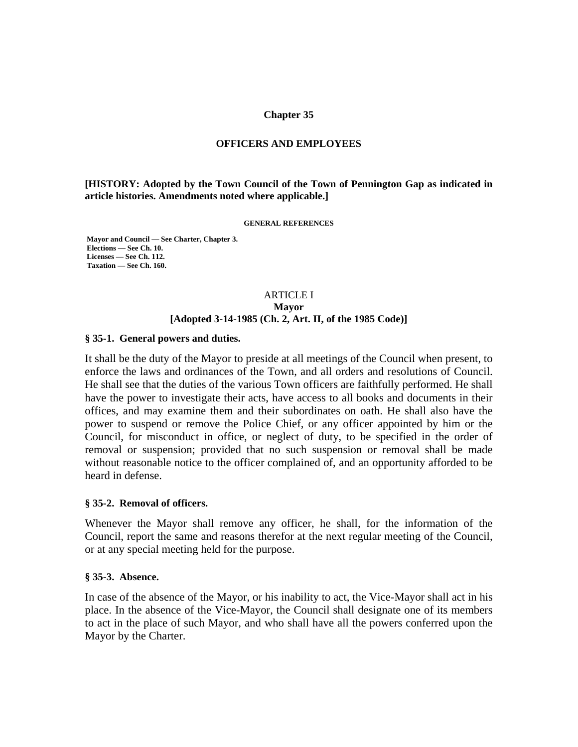# Chapter 35

# OFFICERS AND EMPLOYEES

**[HISTORY: Adopted by the Town Council of the Town of Pennington Gap as indicated in article histories. Amendments noted where applicable.]**

**GENERAL REFERENCES**

**Mayor and Council — See Charter, Chapter 3.**
**Elections — See Ch. 10.**
**Licenses — See Ch. 112.**
**Taxation — See Ch. 160.**

## ARTICLE I
## Mayor
## [Adopted 3-14-1985 (Ch. 2, Art. II, of the 1985 Code)]

### § 35-1. General powers and duties.

It shall be the duty of the Mayor to preside at all meetings of the Council when present, to enforce the laws and ordinances of the Town, and all orders and resolutions of Council. He shall see that the duties of the various Town officers are faithfully performed. He shall have the power to investigate their acts, have access to all books and documents in their offices, and may examine them and their subordinates on oath. He shall also have the power to suspend or remove the Police Chief, or any officer appointed by him or the Council, for misconduct in office, or neglect of duty, to be specified in the order of removal or suspension; provided that no such suspension or removal shall be made without reasonable notice to the officer complained of, and an opportunity afforded to be heard in defense.

### § 35-2. Removal of officers.

Whenever the Mayor shall remove any officer, he shall, for the information of the Council, report the same and reasons therefor at the next regular meeting of the Council, or at any special meeting held for the purpose.

### § 35-3. Absence.

In case of the absence of the Mayor, or his inability to act, the Vice-Mayor shall act in his place. In the absence of the Vice-Mayor, the Council shall designate one of its members to act in the place of such Mayor, and who shall have all the powers conferred upon the Mayor by the Charter.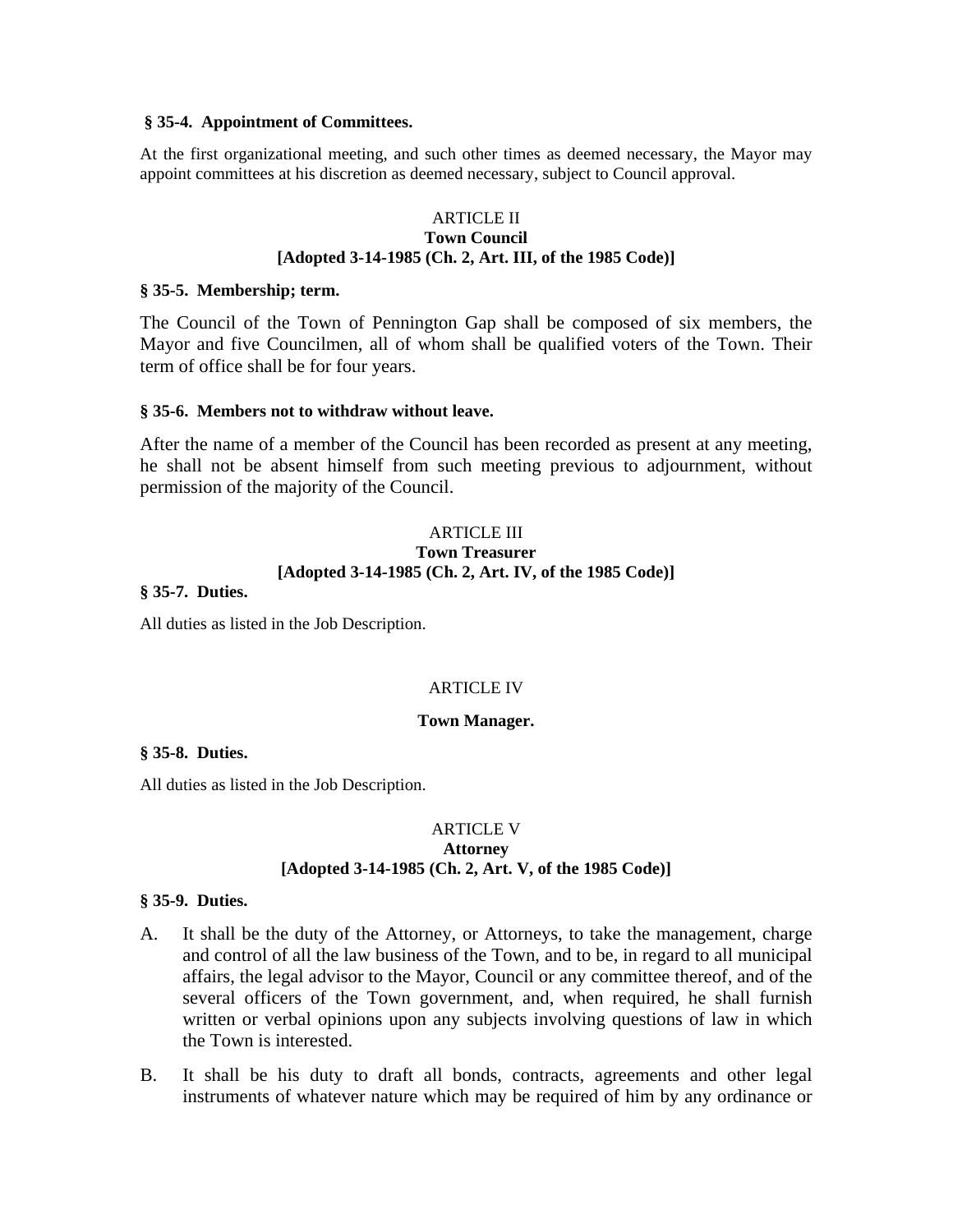**§ 35-4. Appointment of Committees.**

At the first organizational meeting, and such other times as deemed necessary, the Mayor may appoint committees at his discretion as deemed necessary, subject to Council approval.

## ARTICLE II
## Town Council
**[Adopted 3-14-1985 (Ch. 2, Art. III, of the 1985 Code)]**

**§ 35-5. Membership; term.**

The Council of the Town of Pennington Gap shall be composed of six members, the Mayor and five Councilmen, all of whom shall be qualified voters of the Town. Their term of office shall be for four years.

**§ 35-6. Members not to withdraw without leave.**

After the name of a member of the Council has been recorded as present at any meeting, he shall not be absent himself from such meeting previous to adjournment, without permission of the majority of the Council.

## ARTICLE III
## Town Treasurer
**[Adopted 3-14-1985 (Ch. 2, Art. IV, of the 1985 Code)]**

**§ 35-7. Duties.**

All duties as listed in the Job Description.

## ARTICLE IV
## Town Manager.

**§ 35-8. Duties.**

All duties as listed in the Job Description.

## ARTICLE V
## Attorney
**[Adopted 3-14-1985 (Ch. 2, Art. V, of the 1985 Code)]**

**§ 35-9. Duties.**

A. It shall be the duty of the Attorney, or Attorneys, to take the management, charge and control of all the law business of the Town, and to be, in regard to all municipal affairs, the legal advisor to the Mayor, Council or any committee thereof, and of the several officers of the Town government, and, when required, he shall furnish written or verbal opinions upon any subjects involving questions of law in which the Town is interested.

B. It shall be his duty to draft all bonds, contracts, agreements and other legal instruments of whatever nature which may be required of him by any ordinance or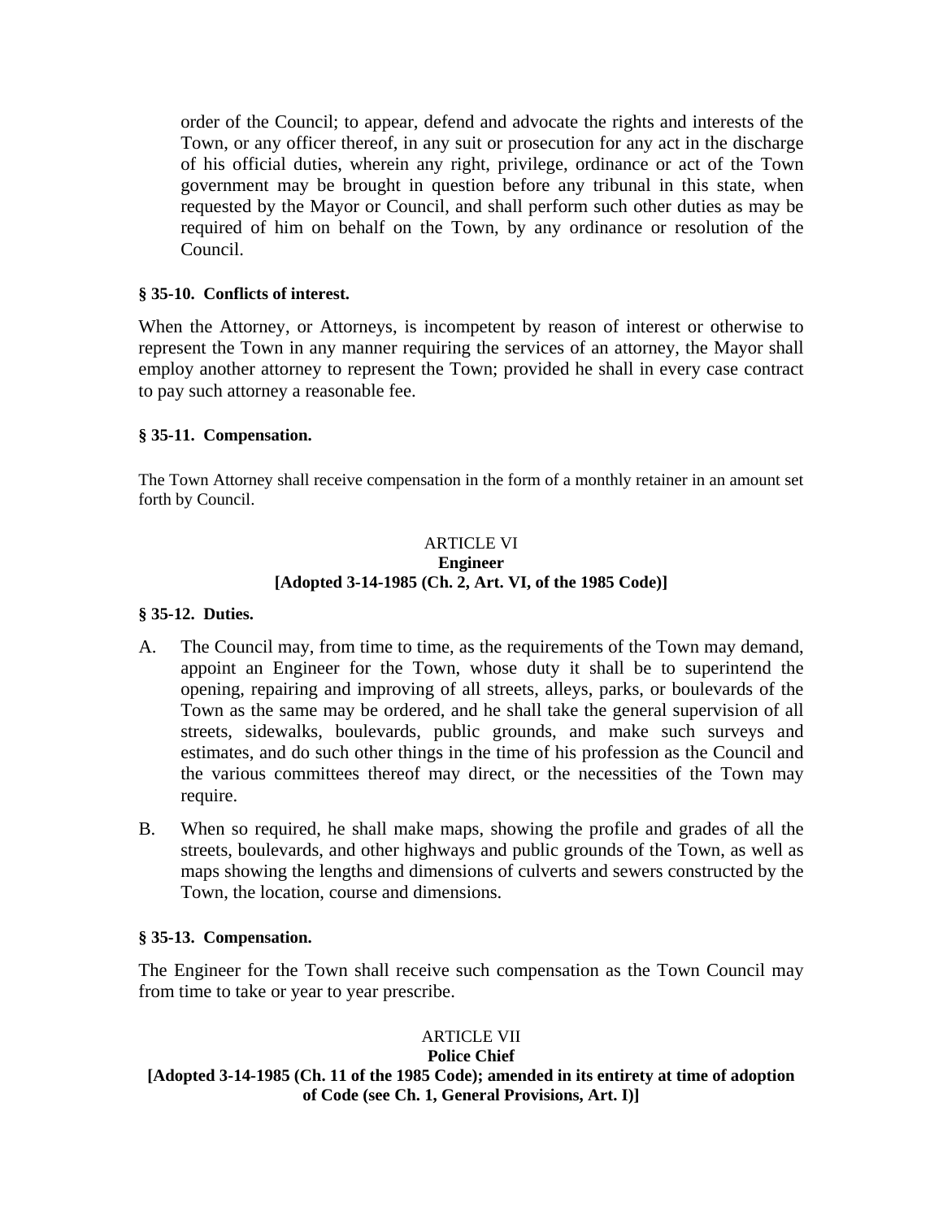order of the Council; to appear, defend and advocate the rights and interests of the Town, or any officer thereof, in any suit or prosecution for any act in the discharge of his official duties, wherein any right, privilege, ordinance or act of the Town government may be brought in question before any tribunal in this state, when requested by the Mayor or Council, and shall perform such other duties as may be required of him on behalf on the Town, by any ordinance or resolution of the Council.

**§ 35-10. Conflicts of interest.**

When the Attorney, or Attorneys, is incompetent by reason of interest or otherwise to represent the Town in any manner requiring the services of an attorney, the Mayor shall employ another attorney to represent the Town; provided he shall in every case contract to pay such attorney a reasonable fee.

**§ 35-11. Compensation.**

The Town Attorney shall receive compensation in the form of a monthly retainer in an amount set forth by Council.

ARTICLE VI
**Engineer**
**[Adopted 3-14-1985 (Ch. 2, Art. VI, of the 1985 Code)]**

**§ 35-12. Duties.**

A. The Council may, from time to time, as the requirements of the Town may demand, appoint an Engineer for the Town, whose duty it shall be to superintend the opening, repairing and improving of all streets, alleys, parks, or boulevards of the Town as the same may be ordered, and he shall take the general supervision of all streets, sidewalks, boulevards, public grounds, and make such surveys and estimates, and do such other things in the time of his profession as the Council and the various committees thereof may direct, or the necessities of the Town may require.

B. When so required, he shall make maps, showing the profile and grades of all the streets, boulevards, and other highways and public grounds of the Town, as well as maps showing the lengths and dimensions of culverts and sewers constructed by the Town, the location, course and dimensions.

**§ 35-13. Compensation.**

The Engineer for the Town shall receive such compensation as the Town Council may from time to take or year to year prescribe.

ARTICLE VII
**Police Chief**
**[Adopted 3-14-1985 (Ch. 11 of the 1985 Code); amended in its entirety at time of adoption of Code (see Ch. 1, General Provisions, Art. I)]**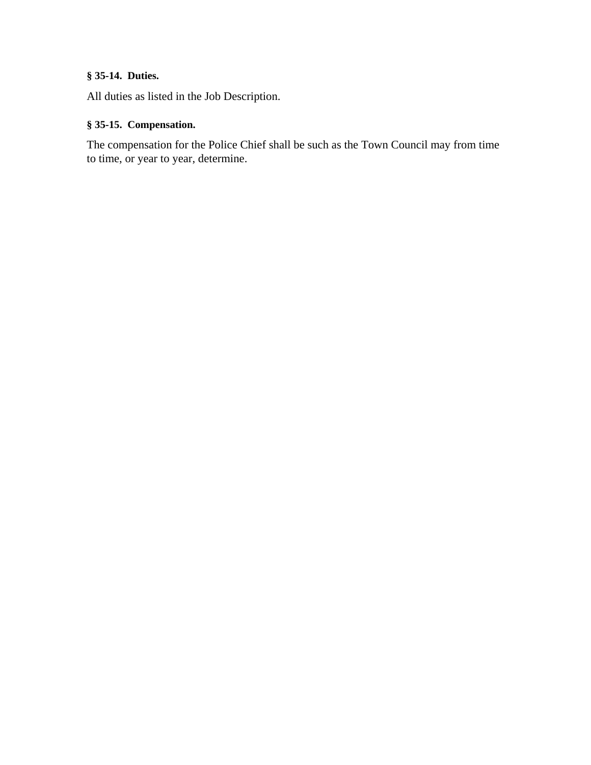**§ 35-14. Duties.**

All duties as listed in the Job Description.

**§ 35-15. Compensation.**

The compensation for the Police Chief shall be such as the Town Council may from time to time, or year to year, determine.